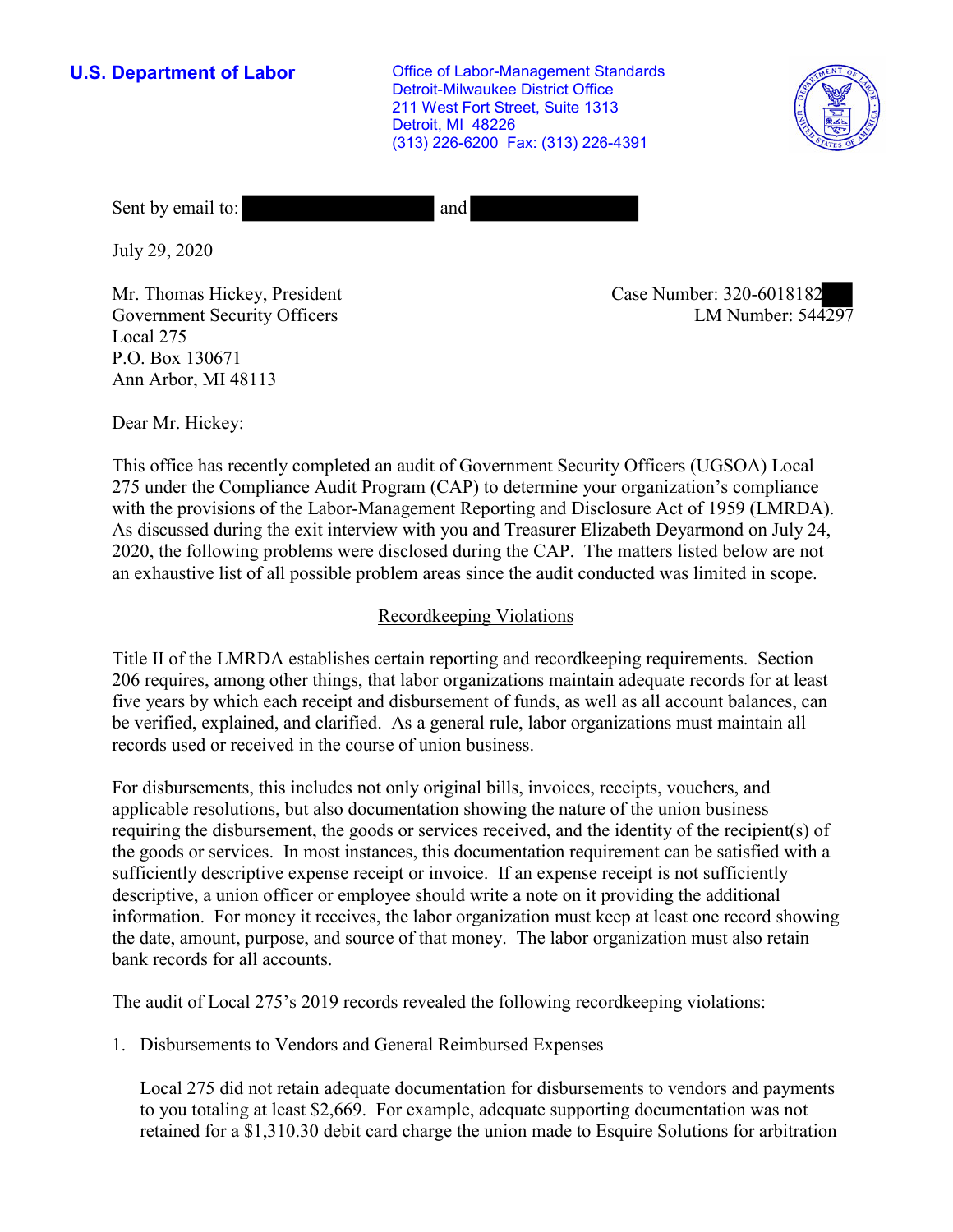**U.S. Department of Labor**

Office of Labor-Management Standards
Detroit-Milwaukee District Office
211 West Fort Street, Suite 1313
Detroit, MI 48226
(313) 226-6200 Fax: (313) 226-4391

Sent by email to: [redacted] and [redacted]

July 29, 2020

Mr. Thomas Hickey, President
Government Security Officers
Local 275
P.O. Box 130671
Ann Arbor, MI 48113

Case Number: 320-6018182[redacted]
LM Number: 544297

Dear Mr. Hickey:

This office has recently completed an audit of Government Security Officers (UGSOA) Local 275 under the Compliance Audit Program (CAP) to determine your organization's compliance with the provisions of the Labor-Management Reporting and Disclosure Act of 1959 (LMRDA). As discussed during the exit interview with you and Treasurer Elizabeth Deyarmond on July 24, 2020, the following problems were disclosed during the CAP. The matters listed below are not an exhaustive list of all possible problem areas since the audit conducted was limited in scope.

## Recordkeeping Violations

Title II of the LMRDA establishes certain reporting and recordkeeping requirements. Section 206 requires, among other things, that labor organizations maintain adequate records for at least five years by which each receipt and disbursement of funds, as well as all account balances, can be verified, explained, and clarified. As a general rule, labor organizations must maintain all records used or received in the course of union business.

For disbursements, this includes not only original bills, invoices, receipts, vouchers, and applicable resolutions, but also documentation showing the nature of the union business requiring the disbursement, the goods or services received, and the identity of the recipient(s) of the goods or services. In most instances, this documentation requirement can be satisfied with a sufficiently descriptive expense receipt or invoice. If an expense receipt is not sufficiently descriptive, a union officer or employee should write a note on it providing the additional information. For money it receives, the labor organization must keep at least one record showing the date, amount, purpose, and source of that money. The labor organization must also retain bank records for all accounts.

The audit of Local 275's 2019 records revealed the following recordkeeping violations:

1. Disbursements to Vendors and General Reimbursed Expenses

   Local 275 did not retain adequate documentation for disbursements to vendors and payments to you totaling at least $2,669. For example, adequate supporting documentation was not retained for a $1,310.30 debit card charge the union made to Esquire Solutions for arbitration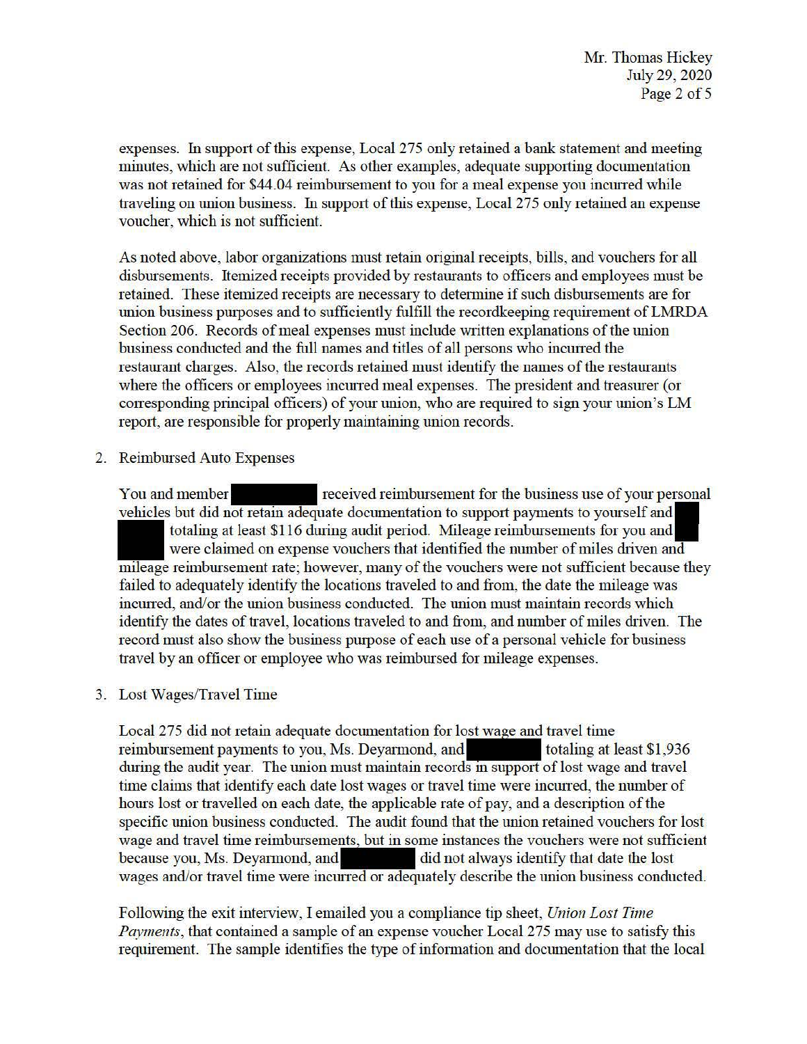expenses. In support of this expense, Local 275 only retained a bank statement and meeting minutes, which are not sufficient. As other examples, adequate supporting documentation was not retained for $44.04 reimbursement to you for a meal expense you incurred while traveling on union business. In support of this expense, Local 275 only retained an expense voucher, which is not sufficient.

As noted above, labor organizations must retain original receipts, bills, and vouchers for all disbursements. Itemized receipts provided by restaurants to officers and employees must be retained. These itemized receipts are necessary to determine if such disbursements are for union business purposes and to sufficiently fulfill the recordkeeping requirement of LMRDA Section 206. Records of meal expenses must include written explanations of the union business conducted and the full names and titles of all persons who incurred the restaurant charges. Also, the records retained must identify the names of the restaurants where the officers or employees incurred meal expenses. The president and treasurer (or corresponding principal officers) of your union, who are required to sign your union's LM report, are responsible for properly maintaining union records.

2. Reimbursed Auto Expenses

   You and member [redacted] received reimbursement for the business use of your personal vehicles but did not retain adequate documentation to support payments to yourself and [redacted] totaling at least $116 during audit period. Mileage reimbursements for you and [redacted] were claimed on expense vouchers that identified the number of miles driven and mileage reimbursement rate; however, many of the vouchers were not sufficient because they failed to adequately identify the locations traveled to and from, the date the mileage was incurred, and/or the union business conducted. The union must maintain records which identify the dates of travel, locations traveled to and from, and number of miles driven. The record must also show the business purpose of each use of a personal vehicle for business travel by an officer or employee who was reimbursed for mileage expenses.

3. Lost Wages/Travel Time

   Local 275 did not retain adequate documentation for lost wage and travel time reimbursement payments to you, Ms. Deyarmond, and [redacted] totaling at least $1,936 during the audit year. The union must maintain records in support of lost wage and travel time claims that identify each date lost wages or travel time were incurred, the number of hours lost or travelled on each date, the applicable rate of pay, and a description of the specific union business conducted. The audit found that the union retained vouchers for lost wage and travel time reimbursements, but in some instances the vouchers were not sufficient because you, Ms. Deyarmond, and [redacted] did not always identify that date the lost wages and/or travel time were incurred or adequately describe the union business conducted.

   Following the exit interview, I emailed you a compliance tip sheet, *Union Lost Time Payments*, that contained a sample of an expense voucher Local 275 may use to satisfy this requirement. The sample identifies the type of information and documentation that the local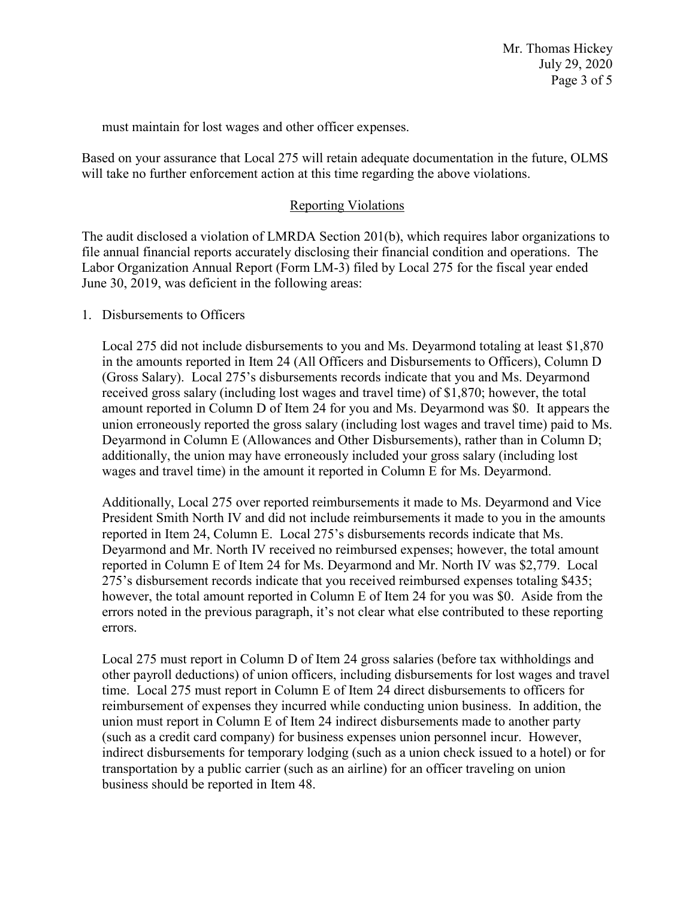must maintain for lost wages and other officer expenses.

Based on your assurance that Local 275 will retain adequate documentation in the future, OLMS will take no further enforcement action at this time regarding the above violations.

## Reporting Violations

The audit disclosed a violation of LMRDA Section 201(b), which requires labor organizations to file annual financial reports accurately disclosing their financial condition and operations. The Labor Organization Annual Report (Form LM-3) filed by Local 275 for the fiscal year ended June 30, 2019, was deficient in the following areas:

1. Disbursements to Officers

   Local 275 did not include disbursements to you and Ms. Deyarmond totaling at least $1,870 in the amounts reported in Item 24 (All Officers and Disbursements to Officers), Column D (Gross Salary). Local 275's disbursements records indicate that you and Ms. Deyarmond received gross salary (including lost wages and travel time) of $1,870; however, the total amount reported in Column D of Item 24 for you and Ms. Deyarmond was $0. It appears the union erroneously reported the gross salary (including lost wages and travel time) paid to Ms. Deyarmond in Column E (Allowances and Other Disbursements), rather than in Column D; additionally, the union may have erroneously included your gross salary (including lost wages and travel time) in the amount it reported in Column E for Ms. Deyarmond.

   Additionally, Local 275 over reported reimbursements it made to Ms. Deyarmond and Vice President Smith North IV and did not include reimbursements it made to you in the amounts reported in Item 24, Column E. Local 275's disbursements records indicate that Ms. Deyarmond and Mr. North IV received no reimbursed expenses; however, the total amount reported in Column E of Item 24 for Ms. Deyarmond and Mr. North IV was $2,779. Local 275's disbursement records indicate that you received reimbursed expenses totaling $435; however, the total amount reported in Column E of Item 24 for you was $0. Aside from the errors noted in the previous paragraph, it's not clear what else contributed to these reporting errors.

   Local 275 must report in Column D of Item 24 gross salaries (before tax withholdings and other payroll deductions) of union officers, including disbursements for lost wages and travel time. Local 275 must report in Column E of Item 24 direct disbursements to officers for reimbursement of expenses they incurred while conducting union business. In addition, the union must report in Column E of Item 24 indirect disbursements made to another party (such as a credit card company) for business expenses union personnel incur. However, indirect disbursements for temporary lodging (such as a union check issued to a hotel) or for transportation by a public carrier (such as an airline) for an officer traveling on union business should be reported in Item 48.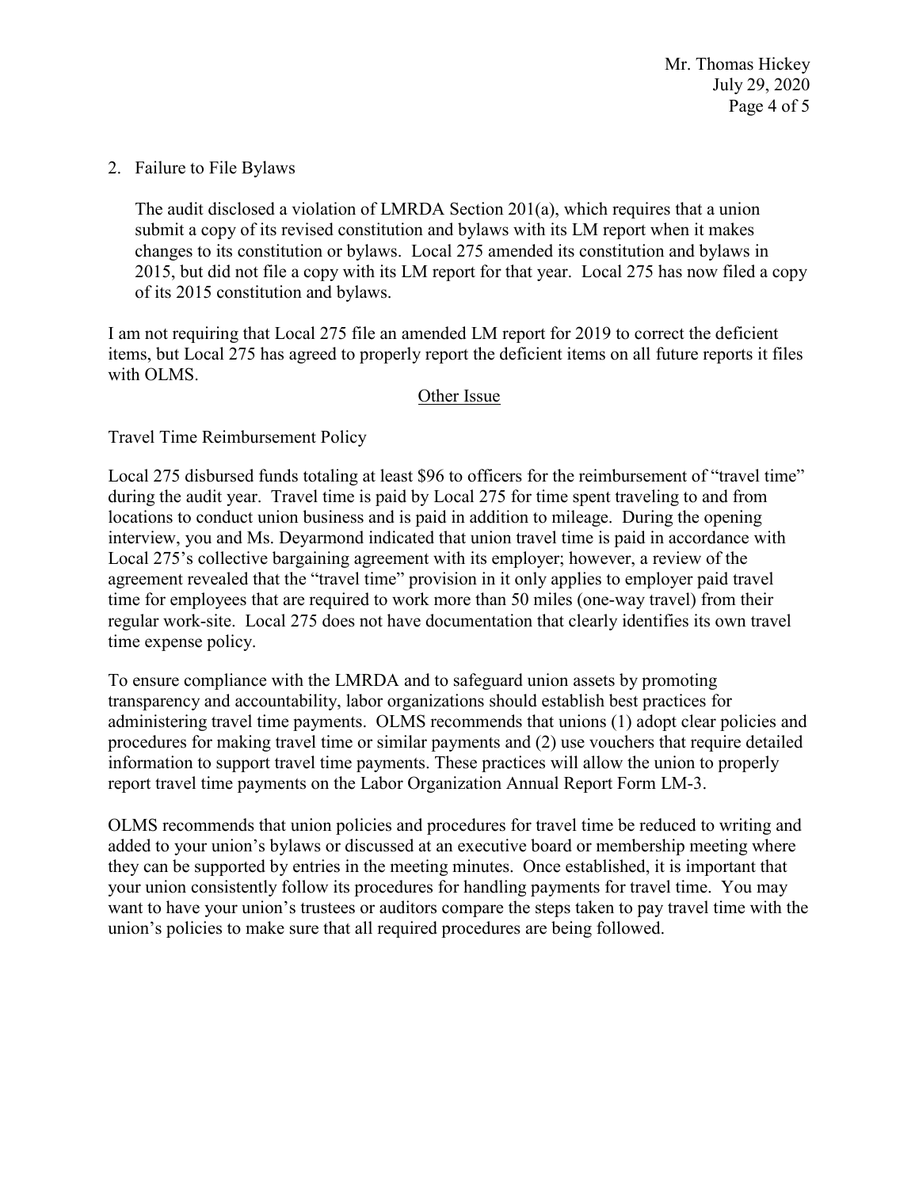2. Failure to File Bylaws

   The audit disclosed a violation of LMRDA Section 201(a), which requires that a union submit a copy of its revised constitution and bylaws with its LM report when it makes changes to its constitution or bylaws. Local 275 amended its constitution and bylaws in 2015, but did not file a copy with its LM report for that year. Local 275 has now filed a copy of its 2015 constitution and bylaws.

I am not requiring that Local 275 file an amended LM report for 2019 to correct the deficient items, but Local 275 has agreed to properly report the deficient items on all future reports it files with OLMS.

## Other Issue

Travel Time Reimbursement Policy

Local 275 disbursed funds totaling at least $96 to officers for the reimbursement of "travel time" during the audit year. Travel time is paid by Local 275 for time spent traveling to and from locations to conduct union business and is paid in addition to mileage. During the opening interview, you and Ms. Deyarmond indicated that union travel time is paid in accordance with Local 275's collective bargaining agreement with its employer; however, a review of the agreement revealed that the "travel time" provision in it only applies to employer paid travel time for employees that are required to work more than 50 miles (one-way travel) from their regular work-site. Local 275 does not have documentation that clearly identifies its own travel time expense policy.

To ensure compliance with the LMRDA and to safeguard union assets by promoting transparency and accountability, labor organizations should establish best practices for administering travel time payments. OLMS recommends that unions (1) adopt clear policies and procedures for making travel time or similar payments and (2) use vouchers that require detailed information to support travel time payments. These practices will allow the union to properly report travel time payments on the Labor Organization Annual Report Form LM-3.

OLMS recommends that union policies and procedures for travel time be reduced to writing and added to your union's bylaws or discussed at an executive board or membership meeting where they can be supported by entries in the meeting minutes. Once established, it is important that your union consistently follow its procedures for handling payments for travel time. You may want to have your union's trustees or auditors compare the steps taken to pay travel time with the union's policies to make sure that all required procedures are being followed.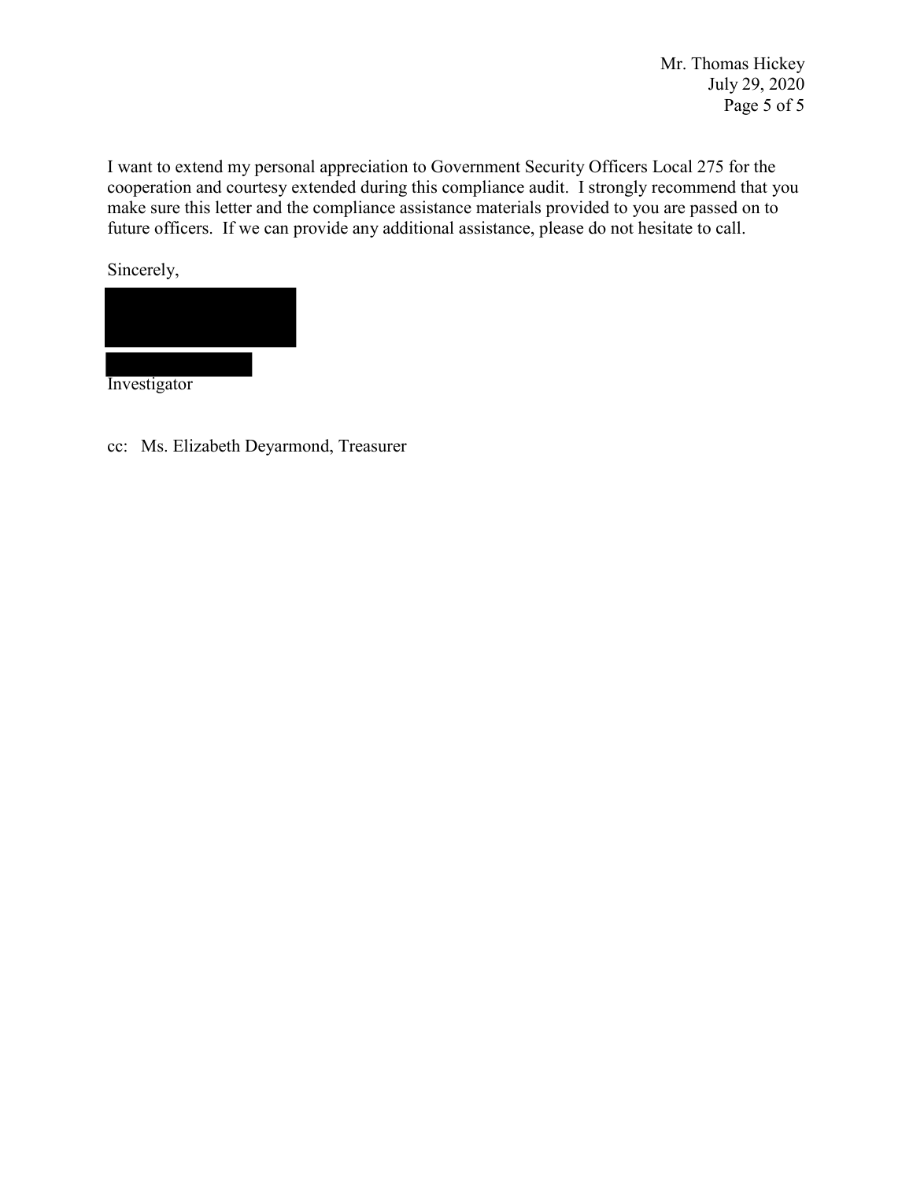I want to extend my personal appreciation to Government Security Officers Local 275 for the cooperation and courtesy extended during this compliance audit. I strongly recommend that you make sure this letter and the compliance assistance materials provided to you are passed on to future officers. If we can provide any additional assistance, please do not hesitate to call.

Sincerely,

Investigator

cc: Ms. Elizabeth Deyarmond, Treasurer